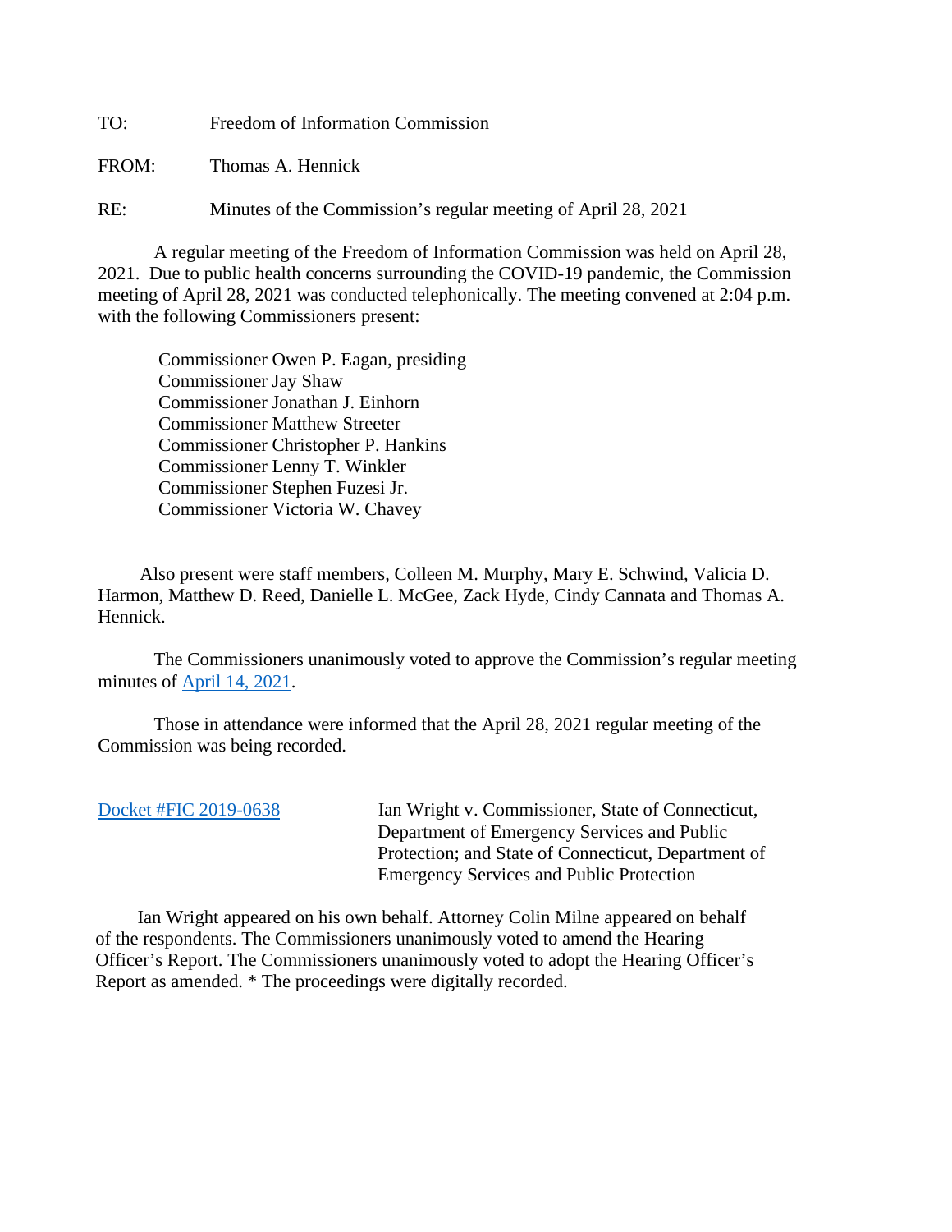TO: Freedom of Information Commission

FROM: Thomas A. Hennick

RE: Minutes of the Commission's regular meeting of April 28, 2021

A regular meeting of the Freedom of Information Commission was held on April 28, 2021. Due to public health concerns surrounding the COVID-19 pandemic, the Commission meeting of April 28, 2021 was conducted telephonically. The meeting convened at 2:04 p.m. with the following Commissioners present:

Commissioner Owen P. Eagan, presiding
Commissioner Jay Shaw
Commissioner Jonathan J. Einhorn
Commissioner Matthew Streeter
Commissioner Christopher P. Hankins
Commissioner Lenny T. Winkler
Commissioner Stephen Fuzesi Jr.
Commissioner Victoria W. Chavey

Also present were staff members, Colleen M. Murphy, Mary E. Schwind, Valicia D. Harmon, Matthew D. Reed, Danielle L. McGee, Zack Hyde, Cindy Cannata and Thomas A. Hennick.

The Commissioners unanimously voted to approve the Commission's regular meeting minutes of April 14, 2021.

Those in attendance were informed that the April 28, 2021 regular meeting of the Commission was being recorded.

Docket #FIC 2019-0638 — Ian Wright v. Commissioner, State of Connecticut, Department of Emergency Services and Public Protection; and State of Connecticut, Department of Emergency Services and Public Protection

Ian Wright appeared on his own behalf. Attorney Colin Milne appeared on behalf of the respondents. The Commissioners unanimously voted to amend the Hearing Officer's Report. The Commissioners unanimously voted to adopt the Hearing Officer's Report as amended. * The proceedings were digitally recorded.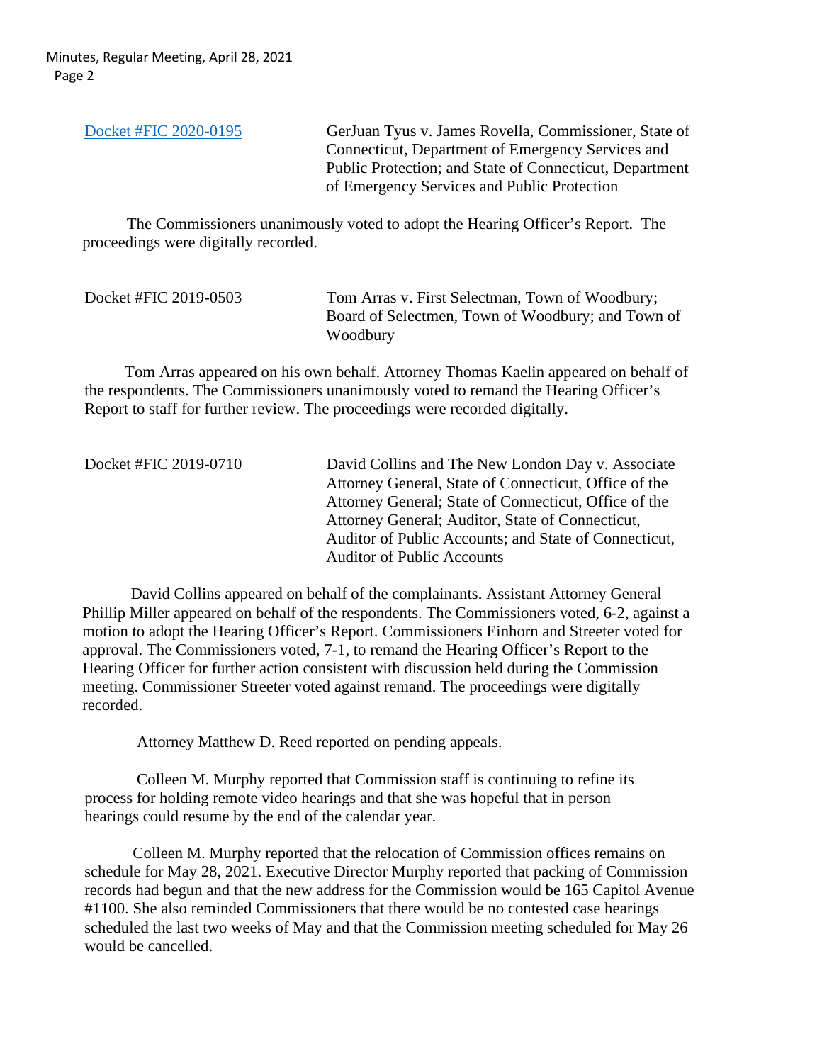[Docket #FIC 2020-0195] GerJuan Tyus v. James Rovella, Commissioner, State of Connecticut, Department of Emergency Services and Public Protection; and State of Connecticut, Department of Emergency Services and Public Protection

The Commissioners unanimously voted to adopt the Hearing Officer's Report. The proceedings were digitally recorded.

Docket #FIC 2019-0503 Tom Arras v. First Selectman, Town of Woodbury; Board of Selectmen, Town of Woodbury; and Town of Woodbury

Tom Arras appeared on his own behalf. Attorney Thomas Kaelin appeared on behalf of the respondents. The Commissioners unanimously voted to remand the Hearing Officer's Report to staff for further review. The proceedings were recorded digitally.

Docket #FIC 2019-0710 David Collins and The New London Day v. Associate Attorney General, State of Connecticut, Office of the Attorney General; State of Connecticut, Office of the Attorney General; Auditor, State of Connecticut, Auditor of Public Accounts; and State of Connecticut, Auditor of Public Accounts

David Collins appeared on behalf of the complainants. Assistant Attorney General Phillip Miller appeared on behalf of the respondents. The Commissioners voted, 6-2, against a motion to adopt the Hearing Officer's Report. Commissioners Einhorn and Streeter voted for approval. The Commissioners voted, 7-1, to remand the Hearing Officer's Report to the Hearing Officer for further action consistent with discussion held during the Commission meeting. Commissioner Streeter voted against remand. The proceedings were digitally recorded.

Attorney Matthew D. Reed reported on pending appeals.

Colleen M. Murphy reported that Commission staff is continuing to refine its process for holding remote video hearings and that she was hopeful that in person hearings could resume by the end of the calendar year.

Colleen M. Murphy reported that the relocation of Commission offices remains on schedule for May 28, 2021. Executive Director Murphy reported that packing of Commission records had begun and that the new address for the Commission would be 165 Capitol Avenue #1100. She also reminded Commissioners that there would be no contested case hearings scheduled the last two weeks of May and that the Commission meeting scheduled for May 26 would be cancelled.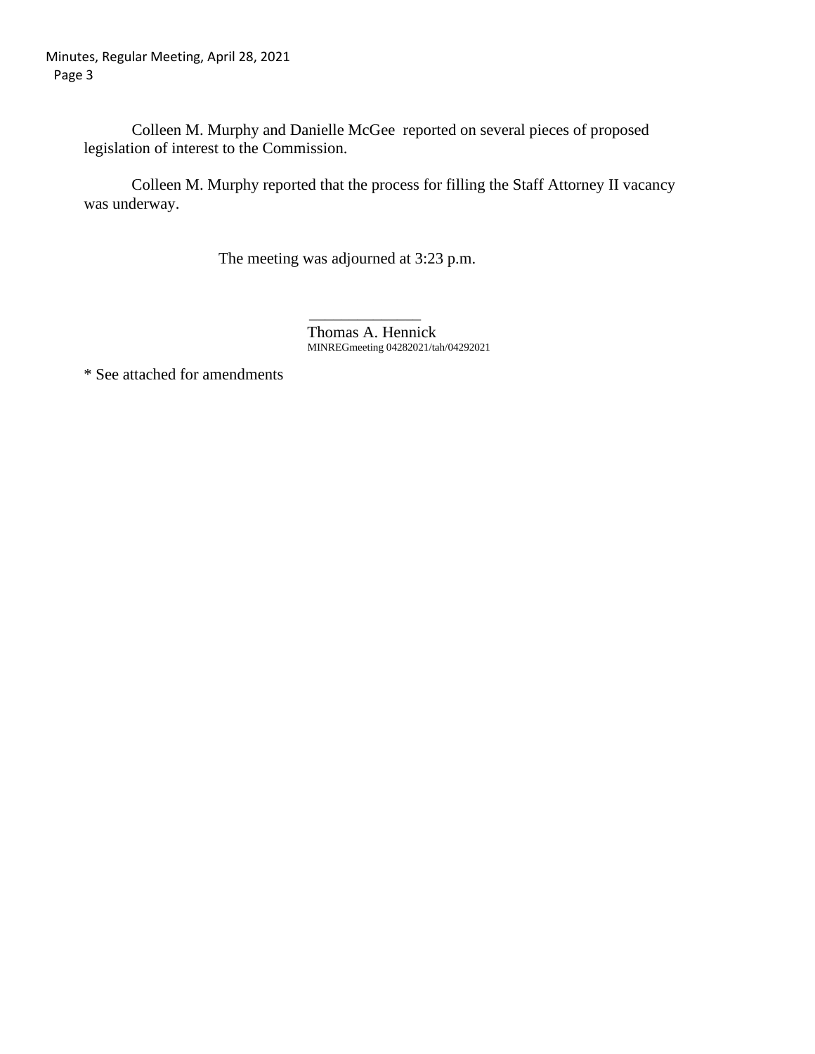Colleen M. Murphy and Danielle McGee reported on several pieces of proposed legislation of interest to the Commission.

Colleen M. Murphy reported that the process for filling the Staff Attorney II vacancy was underway.

The meeting was adjourned at 3:23 p.m.

______________

Thomas A. Hennick
MINREGmeeting 04282021/tah/04292021

* See attached for amendments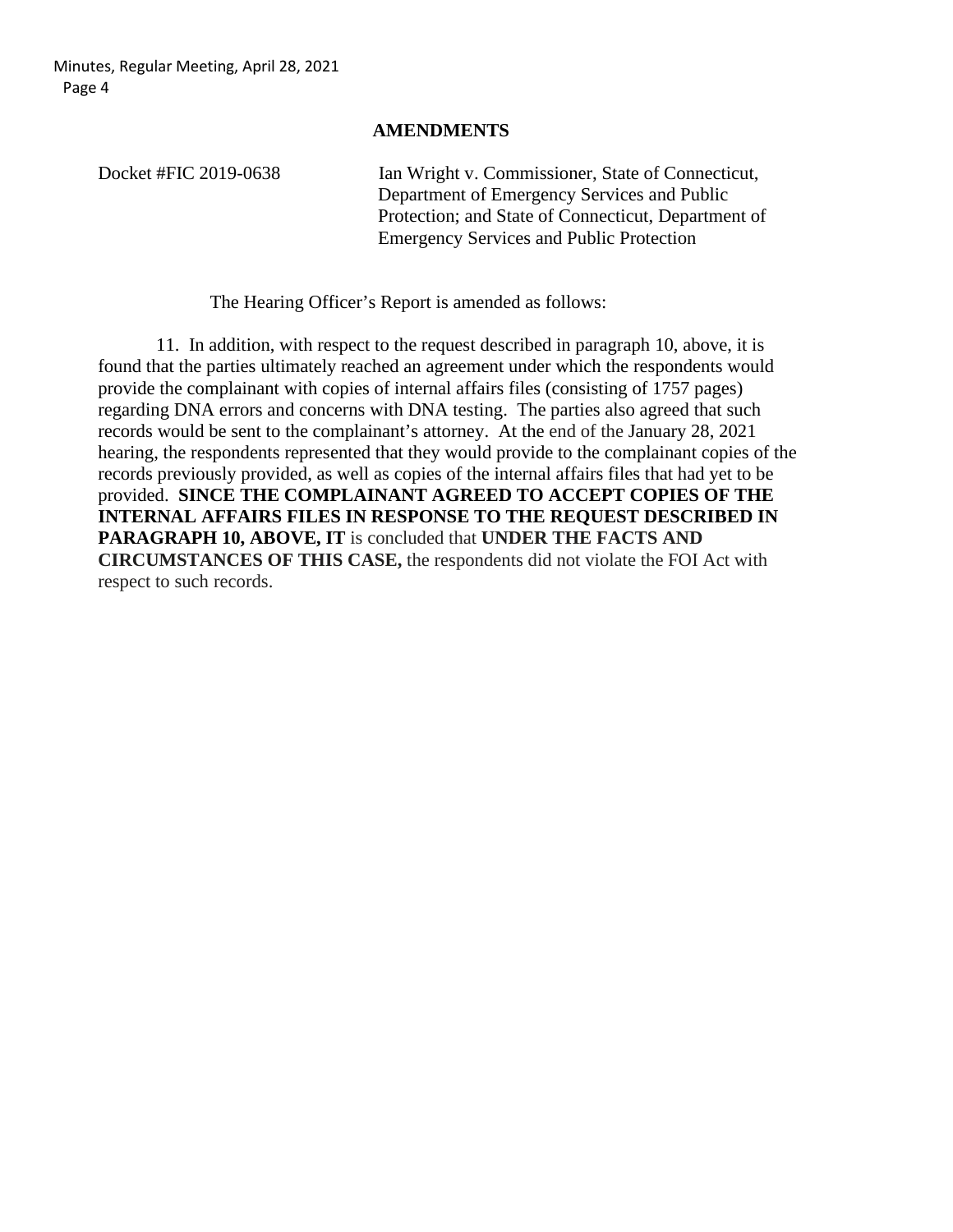## AMENDMENTS

Docket #FIC 2019-0638 — Ian Wright v. Commissioner, State of Connecticut, Department of Emergency Services and Public Protection; and State of Connecticut, Department of Emergency Services and Public Protection

The Hearing Officer's Report is amended as follows:

11. In addition, with respect to the request described in paragraph 10, above, it is found that the parties ultimately reached an agreement under which the respondents would provide the complainant with copies of internal affairs files (consisting of 1757 pages) regarding DNA errors and concerns with DNA testing. The parties also agreed that such records would be sent to the complainant's attorney. At the end of the January 28, 2021 hearing, the respondents represented that they would provide to the complainant copies of the records previously provided, as well as copies of the internal affairs files that had yet to be provided. **SINCE THE COMPLAINANT AGREED TO ACCEPT COPIES OF THE INTERNAL AFFAIRS FILES IN RESPONSE TO THE REQUEST DESCRIBED IN PARAGRAPH 10, ABOVE, IT** is concluded that **UNDER THE FACTS AND CIRCUMSTANCES OF THIS CASE,** the respondents did not violate the FOI Act with respect to such records.